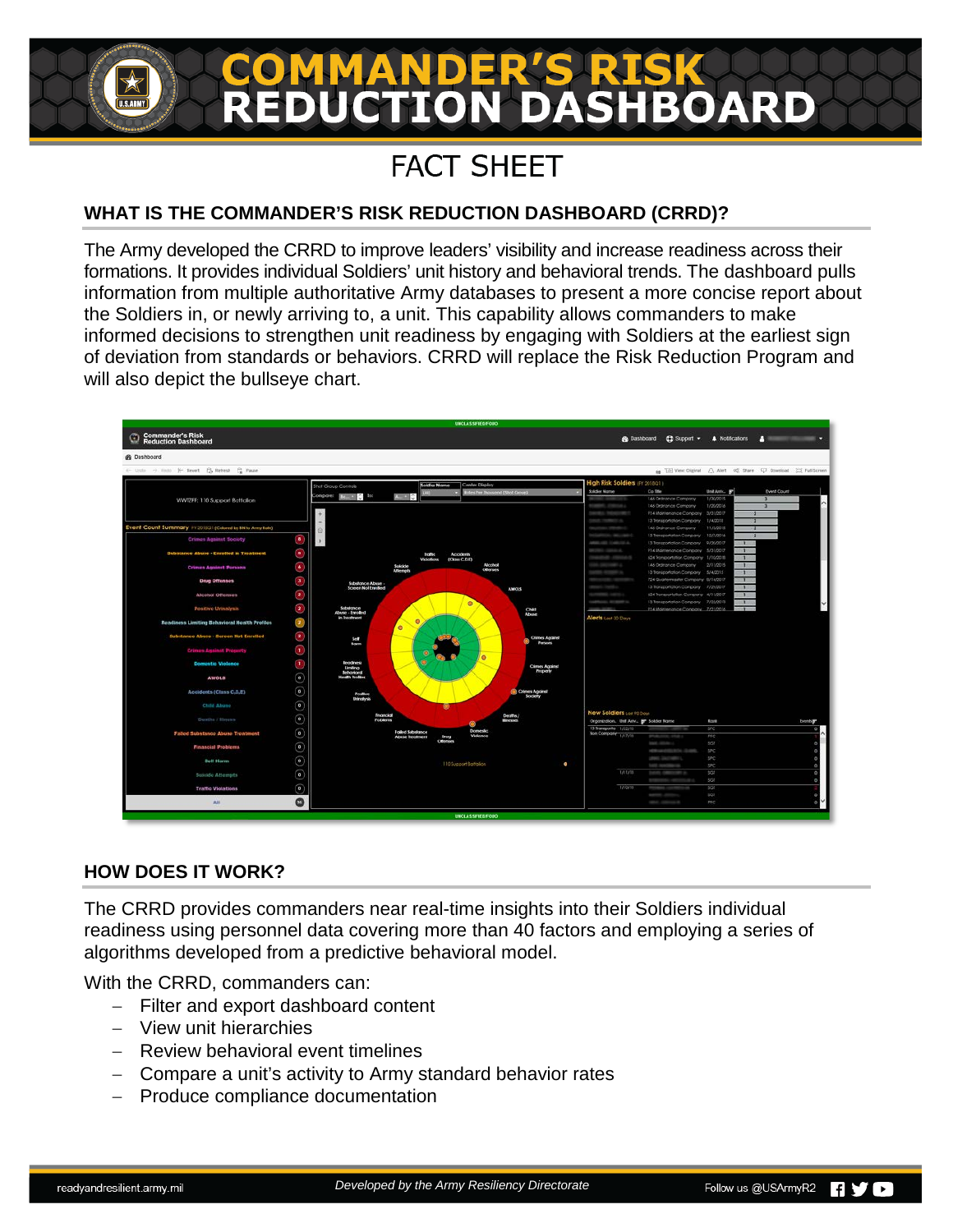# COMMANDER'S RISK REDUCTION DASHBOARD

## FACT SHEET

### WHAT IS THE COMMANDER'S RISK REDUCTION DASHBOARD (CRRD)?

The Army developed the CRRD to improve leaders' visibility and increase readiness across their formations. It provides individual Soldiers' unit history and behavioral trends. The dashboard pulls information from multiple authoritative Army databases to present a more concise report about the Soldiers in, or newly arriving to, a unit. This capability allows commanders to make informed decisions to strengthen unit readiness by engaging with Soldiers at the earliest sign of deviation from standards or behaviors. CRRD will replace the Risk Reduction Program and will also depict the bullseye chart.

### HOW DOES IT WORK?

The CRRD provides commanders near real-time insights into their Soldiers individual readiness using personnel data covering more than 40 factors and employing a series of algorithms developed from a predictive behavioral model.

With the CRRD, commanders can:

- Filter and export dashboard content
- View unit hierarchies
- Review behavioral event timelines
- Compare a unit's activity to Army standard behavior rates
- Produce compliance documentation

readyandresilient.army.mil

*Developed by the Army Resiliency Directorate*

Follow us @USArmyR2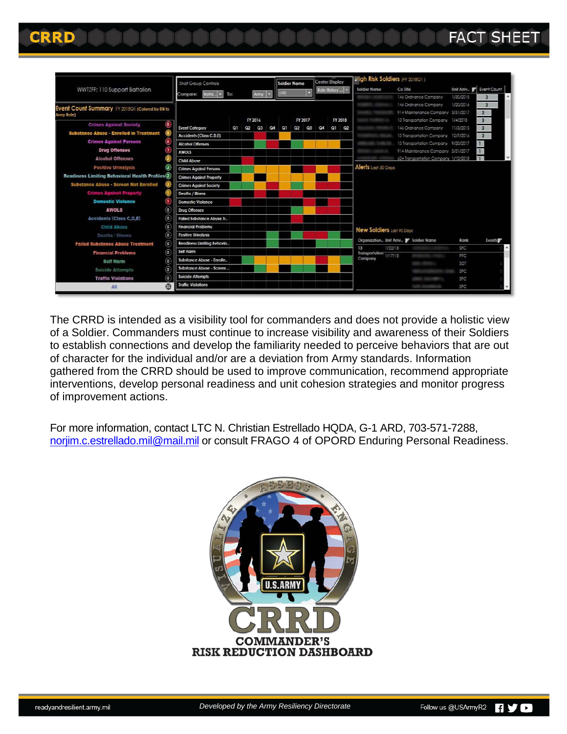The CRRD is intended as a visibility tool for commanders and does not provide a holistic view of a Soldier. Commanders must continue to increase visibility and awareness of their Soldiers to establish connections and develop the familiarity needed to perceive behaviors that are out of character for the individual and/or are a deviation from Army standards. Information gathered from the CRRD should be used to improve communication, recommend appropriate interventions, develop personal readiness and unit cohesion strategies and monitor progress of improvement actions.

For more information, contact LTC N. Christian Estrellado HQDA, G-1 ARD, 703-571-7288, norjim.c.estrellado.mil@mail.mil or consult FRAGO 4 of OPORD Enduring Personal Readiness.